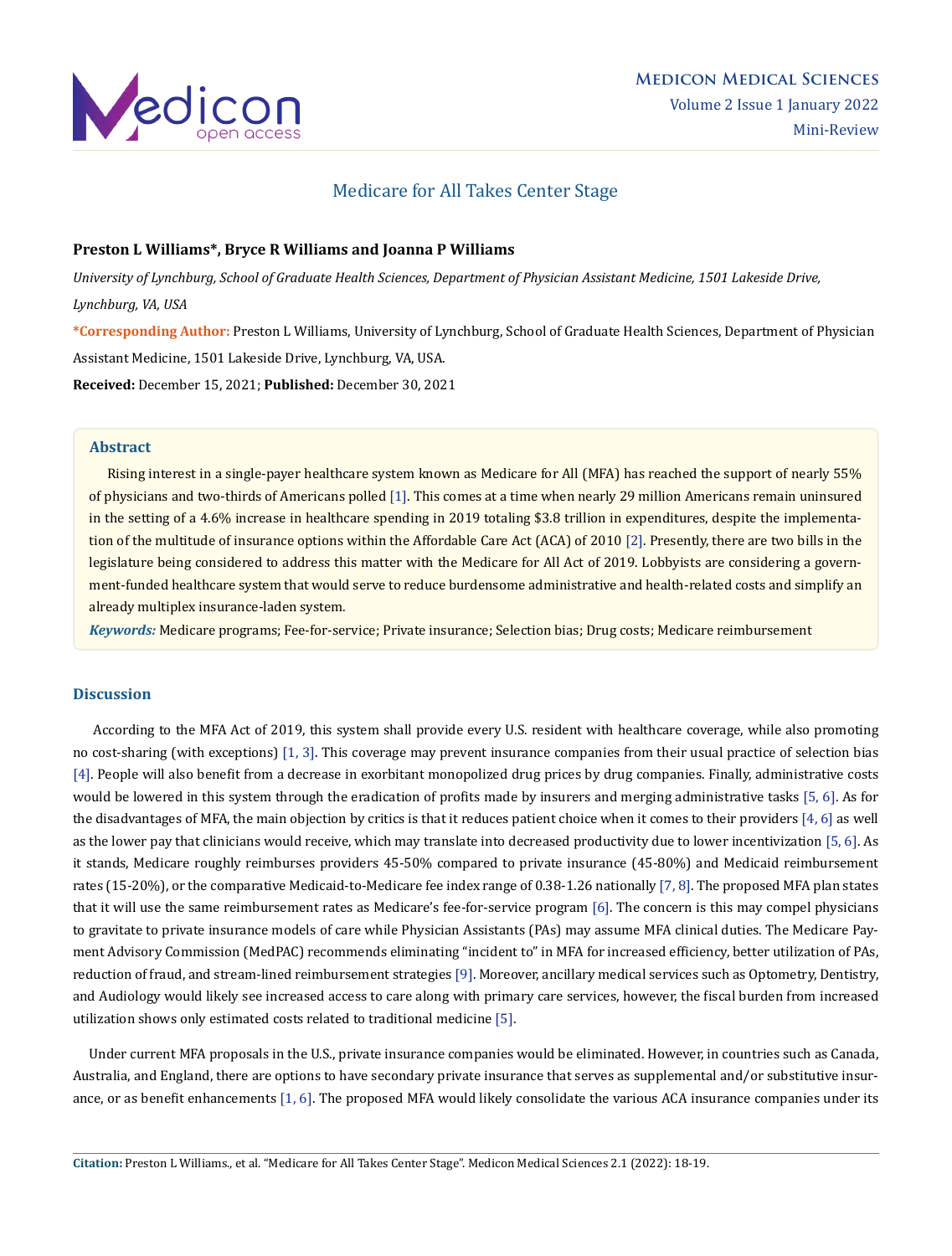# Medicare for All Takes Center Stage

**Preston L Williams*, Bryce R Williams and Joanna P Williams**

*University of Lynchburg, School of Graduate Health Sciences, Department of Physician Assistant Medicine, 1501 Lakeside Drive, Lynchburg, VA, USA*

***Corresponding Author:** Preston L Williams, University of Lynchburg, School of Graduate Health Sciences, Department of Physician Assistant Medicine, 1501 Lakeside Drive, Lynchburg, VA, USA.

**Received:** December 15, 2021; **Published:** December 30, 2021

## Abstract

Rising interest in a single-payer healthcare system known as Medicare for All (MFA) has reached the support of nearly 55% of physicians and two-thirds of Americans polled [1]. This comes at a time when nearly 29 million Americans remain uninsured in the setting of a 4.6% increase in healthcare spending in 2019 totaling $3.8 trillion in expenditures, despite the implementation of the multitude of insurance options within the Affordable Care Act (ACA) of 2010 [2]. Presently, there are two bills in the legislature being considered to address this matter with the Medicare for All Act of 2019. Lobbyists are considering a government-funded healthcare system that would serve to reduce burdensome administrative and health-related costs and simplify an already multiplex insurance-laden system.

***Keywords:*** Medicare programs; Fee-for-service; Private insurance; Selection bias; Drug costs; Medicare reimbursement

## Discussion

According to the MFA Act of 2019, this system shall provide every U.S. resident with healthcare coverage, while also promoting no cost-sharing (with exceptions) [1, 3]. This coverage may prevent insurance companies from their usual practice of selection bias [4]. People will also benefit from a decrease in exorbitant monopolized drug prices by drug companies. Finally, administrative costs would be lowered in this system through the eradication of profits made by insurers and merging administrative tasks [5, 6]. As for the disadvantages of MFA, the main objection by critics is that it reduces patient choice when it comes to their providers [4, 6] as well as the lower pay that clinicians would receive, which may translate into decreased productivity due to lower incentivization [5, 6]. As it stands, Medicare roughly reimburses providers 45-50% compared to private insurance (45-80%) and Medicaid reimbursement rates (15-20%), or the comparative Medicaid-to-Medicare fee index range of 0.38-1.26 nationally [7, 8]. The proposed MFA plan states that it will use the same reimbursement rates as Medicare's fee-for-service program [6]. The concern is this may compel physicians to gravitate to private insurance models of care while Physician Assistants (PAs) may assume MFA clinical duties. The Medicare Payment Advisory Commission (MedPAC) recommends eliminating "incident to" in MFA for increased efficiency, better utilization of PAs, reduction of fraud, and stream-lined reimbursement strategies [9]. Moreover, ancillary medical services such as Optometry, Dentistry, and Audiology would likely see increased access to care along with primary care services, however, the fiscal burden from increased utilization shows only estimated costs related to traditional medicine [5].

Under current MFA proposals in the U.S., private insurance companies would be eliminated. However, in countries such as Canada, Australia, and England, there are options to have secondary private insurance that serves as supplemental and/or substitutive insurance, or as benefit enhancements [1, 6]. The proposed MFA would likely consolidate the various ACA insurance companies under its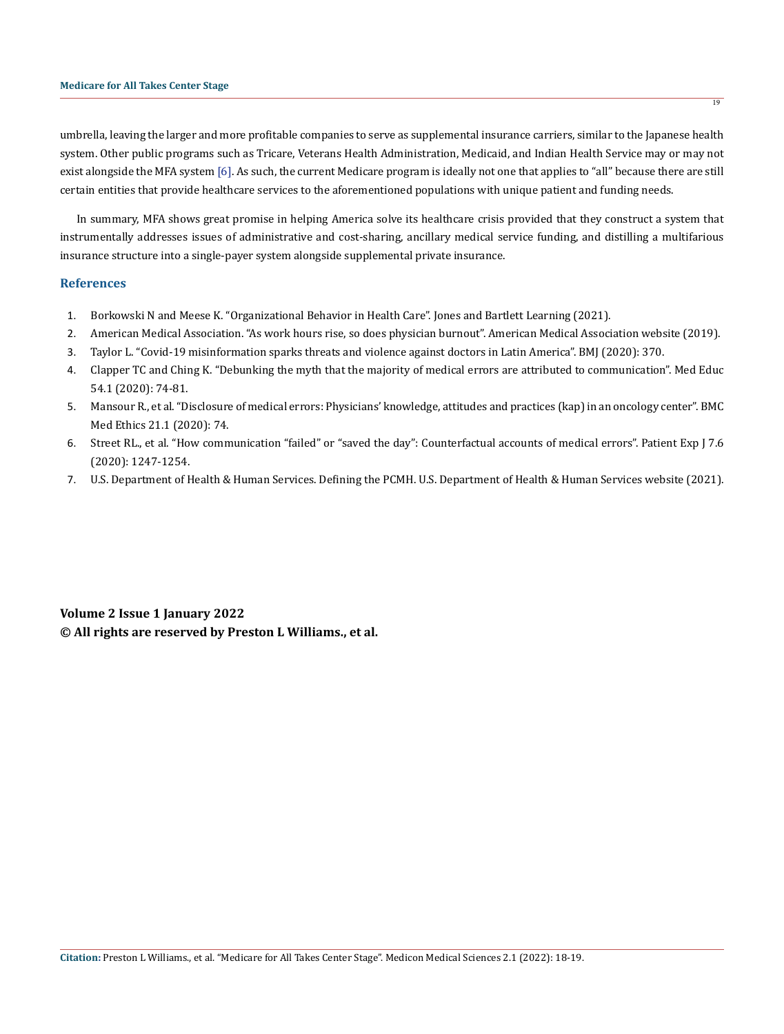umbrella, leaving the larger and more profitable companies to serve as supplemental insurance carriers, similar to the Japanese health system. Other public programs such as Tricare, Veterans Health Administration, Medicaid, and Indian Health Service may or may not exist alongside the MFA system [6]. As such, the current Medicare program is ideally not one that applies to "all" because there are still certain entities that provide healthcare services to the aforementioned populations with unique patient and funding needs.

In summary, MFA shows great promise in helping America solve its healthcare crisis provided that they construct a system that instrumentally addresses issues of administrative and cost-sharing, ancillary medical service funding, and distilling a multifarious insurance structure into a single-payer system alongside supplemental private insurance.

## References

1. Borkowski N and Meese K. "Organizational Behavior in Health Care". Jones and Bartlett Learning (2021).
2. American Medical Association. "As work hours rise, so does physician burnout". American Medical Association website (2019).
3. Taylor L. "Covid-19 misinformation sparks threats and violence against doctors in Latin America". BMJ (2020): 370.
4. Clapper TC and Ching K. "Debunking the myth that the majority of medical errors are attributed to communication". Med Educ 54.1 (2020): 74-81.
5. Mansour R., et al. "Disclosure of medical errors: Physicians' knowledge, attitudes and practices (kap) in an oncology center". BMC Med Ethics 21.1 (2020): 74.
6. Street RL., et al. "How communication "failed" or "saved the day": Counterfactual accounts of medical errors". Patient Exp J 7.6 (2020): 1247-1254.
7. U.S. Department of Health & Human Services. Defining the PCMH. U.S. Department of Health & Human Services website (2021).

**Volume 2 Issue 1 January 2022**
**© All rights are reserved by Preston L Williams., et al.**